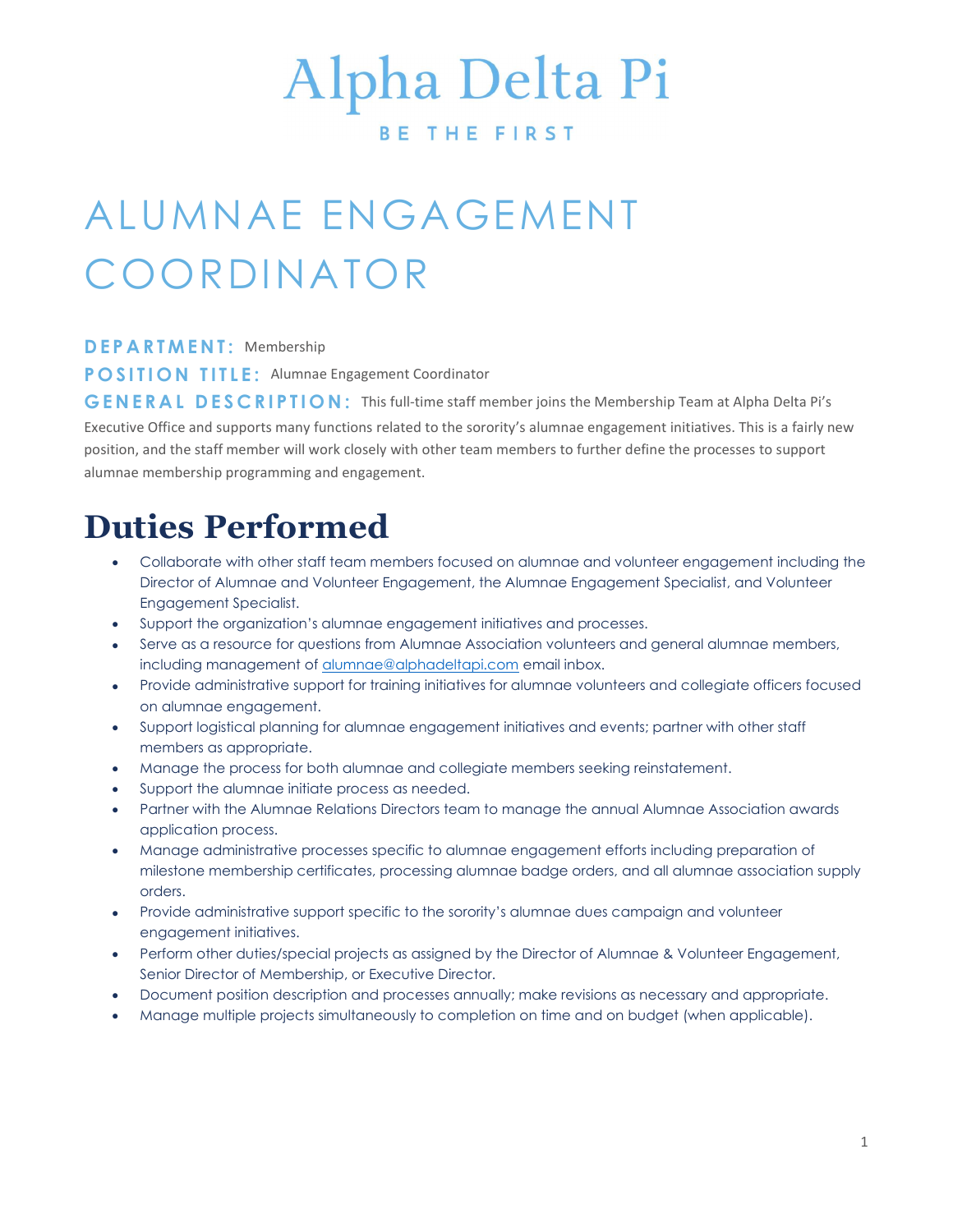# Alpha Delta Pi

BE THE FIRST

# ALUMNAE ENGAGEMENT COORDINATOR

**DEPARTMENT:** Membership

**POSITION TITLE:** Alumnae Engagement Coordinator

**GENERAL DESCRIPTION:** This full-time staff member joins the Membership Team at Alpha Delta Pi's Executive Office and supports many functions related to the sorority's alumnae engagement initiatives. This is a fairly new position, and the staff member will work closely with other team members to further define the processes to support alumnae membership programming and engagement.

## Duties Performed

- Collaborate with other staff team members focused on alumnae and volunteer engagement including the Director of Alumnae and Volunteer Engagement, the Alumnae Engagement Specialist, and Volunteer Engagement Specialist.
- Support the organization's alumnae engagement initiatives and processes.
- Serve as a resource for questions from Alumnae Association volunteers and general alumnae members, including management of alumnae@alphadeltapi.com email inbox.
- Provide administrative support for training initiatives for alumnae volunteers and collegiate officers focused on alumnae engagement.
- Support logistical planning for alumnae engagement initiatives and events; partner with other staff members as appropriate.
- Manage the process for both alumnae and collegiate members seeking reinstatement.
- Support the alumnae initiate process as needed.
- Partner with the Alumnae Relations Directors team to manage the annual Alumnae Association awards application process.
- Manage administrative processes specific to alumnae engagement efforts including preparation of milestone membership certificates, processing alumnae badge orders, and all alumnae association supply orders.
- Provide administrative support specific to the sorority's alumnae dues campaign and volunteer engagement initiatives.
- Perform other duties/special projects as assigned by the Director of Alumnae & Volunteer Engagement, Senior Director of Membership, or Executive Director.
- Document position description and processes annually; make revisions as necessary and appropriate.
- Manage multiple projects simultaneously to completion on time and on budget (when applicable).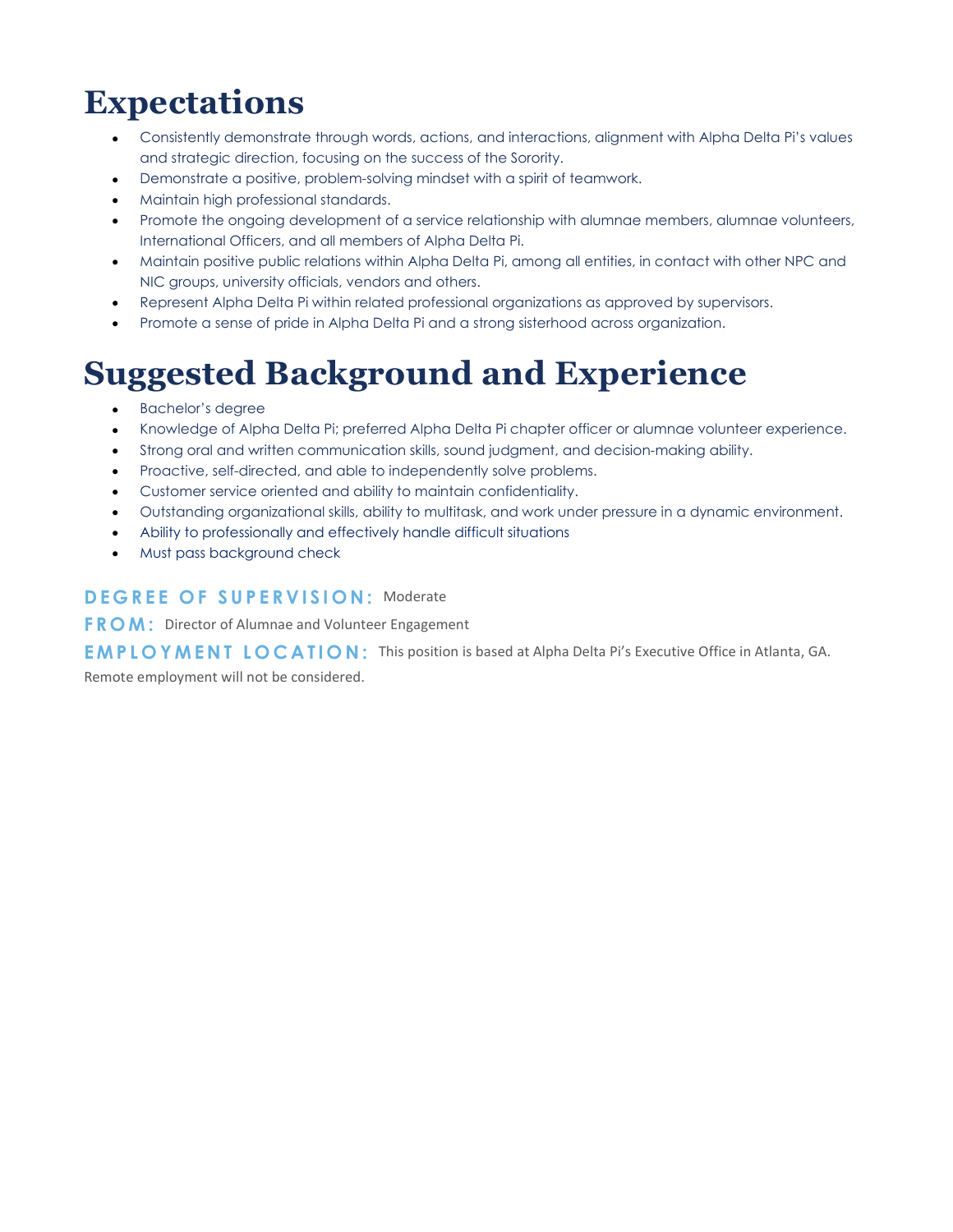# Expectations

- Consistently demonstrate through words, actions, and interactions, alignment with Alpha Delta Pi's values and strategic direction, focusing on the success of the Sorority.
- Demonstrate a positive, problem-solving mindset with a spirit of teamwork.
- Maintain high professional standards.
- Promote the ongoing development of a service relationship with alumnae members, alumnae volunteers, International Officers, and all members of Alpha Delta Pi.
- Maintain positive public relations within Alpha Delta Pi, among all entities, in contact with other NPC and NIC groups, university officials, vendors and others.
- Represent Alpha Delta Pi within related professional organizations as approved by supervisors.
- Promote a sense of pride in Alpha Delta Pi and a strong sisterhood across organization.

# Suggested Background and Experience

- Bachelor's degree
- Knowledge of Alpha Delta Pi; preferred Alpha Delta Pi chapter officer or alumnae volunteer experience.
- Strong oral and written communication skills, sound judgment, and decision-making ability.
- Proactive, self-directed, and able to independently solve problems.
- Customer service oriented and ability to maintain confidentiality.
- Outstanding organizational skills, ability to multitask, and work under pressure in a dynamic environment.
- Ability to professionally and effectively handle difficult situations
- Must pass background check

**DEGREE OF SUPERVISION:** Moderate

**FROM:** Director of Alumnae and Volunteer Engagement

**EMPLOYMENT LOCATION:** This position is based at Alpha Delta Pi's Executive Office in Atlanta, GA. Remote employment will not be considered.